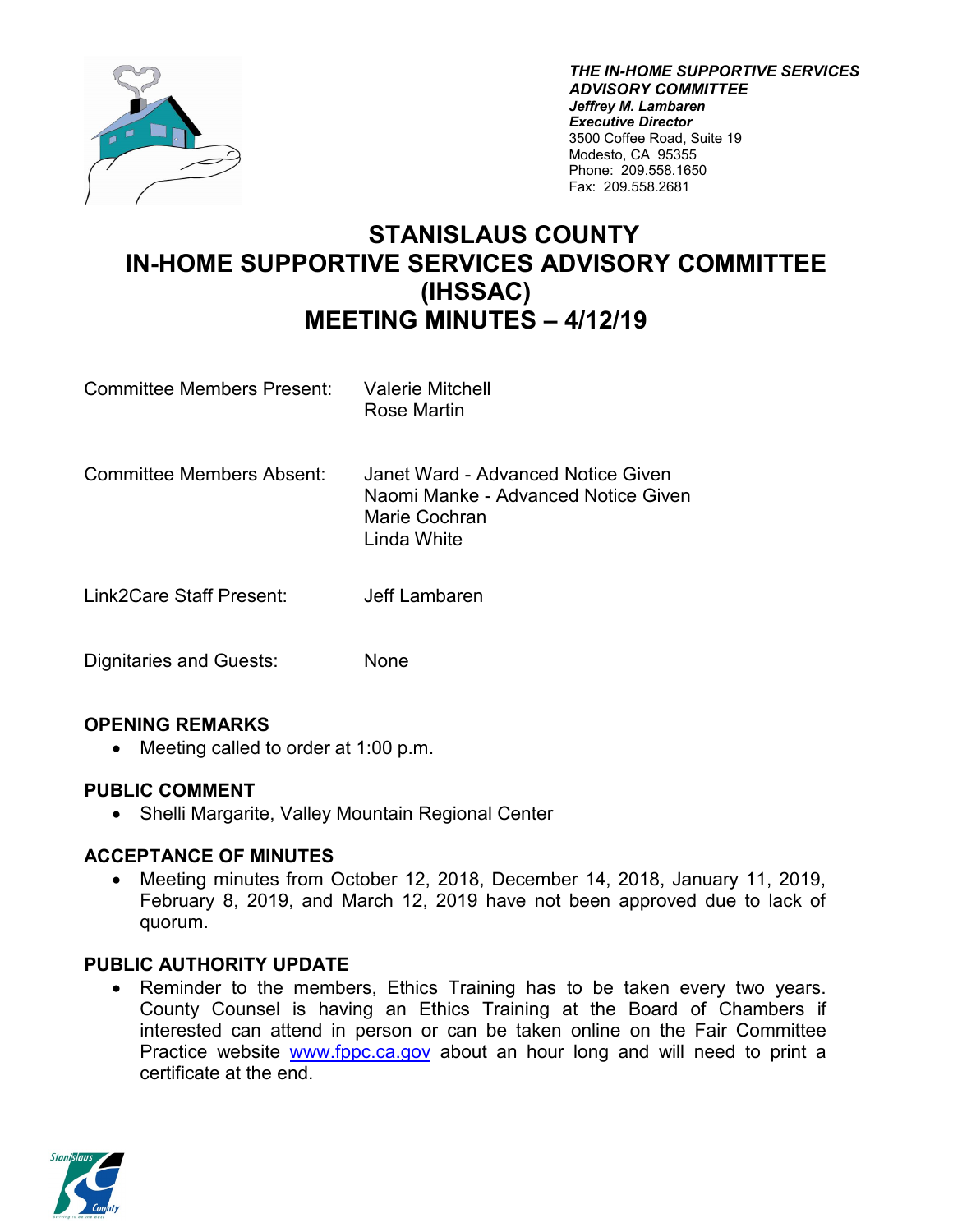***THE IN-HOME SUPPORTIVE SERVICES ADVISORY COMMITTEE***
***Jeffrey M. Lambaren***
***Executive Director***
3500 Coffee Road, Suite 19
Modesto, CA 95355
Phone: 209.558.1650
Fax: 209.558.2681

# STANISLAUS COUNTY
# IN-HOME SUPPORTIVE SERVICES ADVISORY COMMITTEE (IHSSAC)
# MEETING MINUTES – 4/12/19

| | |
|---|---|
| Committee Members Present: | Valerie Mitchell<br>Rose Martin |
| Committee Members Absent: | Janet Ward - Advanced Notice Given<br>Naomi Manke - Advanced Notice Given<br>Marie Cochran<br>Linda White |
| Link2Care Staff Present: | Jeff Lambaren |
| Dignitaries and Guests: | None |

## OPENING REMARKS

- Meeting called to order at 1:00 p.m.

## PUBLIC COMMENT

- Shelli Margarite, Valley Mountain Regional Center

## ACCEPTANCE OF MINUTES

- Meeting minutes from October 12, 2018, December 14, 2018, January 11, 2019, February 8, 2019, and March 12, 2019 have not been approved due to lack of quorum.

## PUBLIC AUTHORITY UPDATE

- Reminder to the members, Ethics Training has to be taken every two years. County Counsel is having an Ethics Training at the Board of Chambers if interested can attend in person or can be taken online on the Fair Committee Practice website www.fppc.ca.gov about an hour long and will need to print a certificate at the end.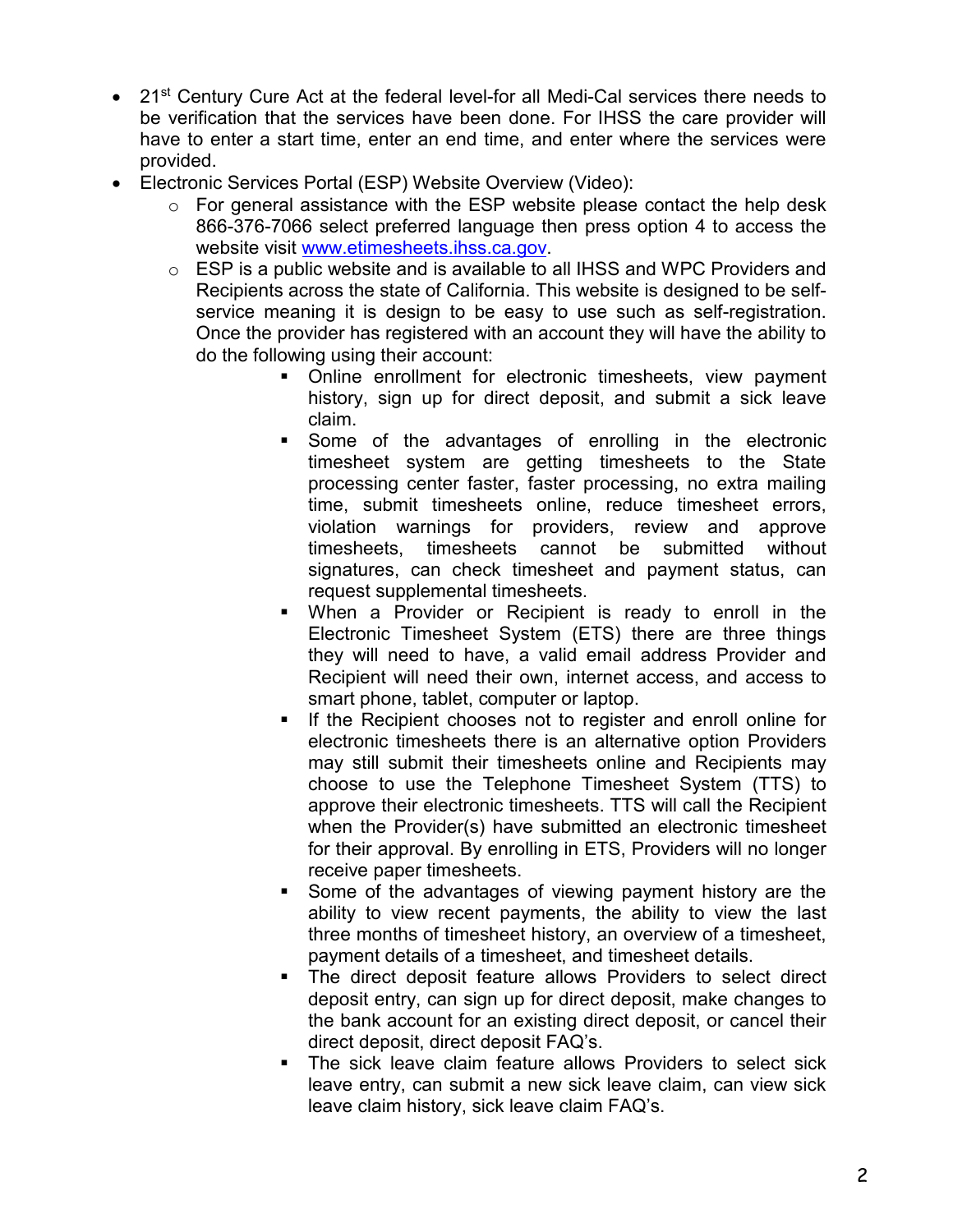- 21st Century Cure Act at the federal level-for all Medi-Cal services there needs to be verification that the services have been done. For IHSS the care provider will have to enter a start time, enter an end time, and enter where the services were provided.
- Electronic Services Portal (ESP) Website Overview (Video):
  - For general assistance with the ESP website please contact the help desk 866-376-7066 select preferred language then press option 4 to access the website visit [www.etimesheets.ihss.ca.gov](http://www.etimesheets.ihss.ca.gov).
  - ESP is a public website and is available to all IHSS and WPC Providers and Recipients across the state of California. This website is designed to be self-service meaning it is design to be easy to use such as self-registration. Once the provider has registered with an account they will have the ability to do the following using their account:
    - Online enrollment for electronic timesheets, view payment history, sign up for direct deposit, and submit a sick leave claim.
    - Some of the advantages of enrolling in the electronic timesheet system are getting timesheets to the State processing center faster, faster processing, no extra mailing time, submit timesheets online, reduce timesheet errors, violation warnings for providers, review and approve timesheets, timesheets cannot be submitted without signatures, can check timesheet and payment status, can request supplemental timesheets.
    - When a Provider or Recipient is ready to enroll in the Electronic Timesheet System (ETS) there are three things they will need to have, a valid email address Provider and Recipient will need their own, internet access, and access to smart phone, tablet, computer or laptop.
    - If the Recipient chooses not to register and enroll online for electronic timesheets there is an alternative option Providers may still submit their timesheets online and Recipients may choose to use the Telephone Timesheet System (TTS) to approve their electronic timesheets. TTS will call the Recipient when the Provider(s) have submitted an electronic timesheet for their approval. By enrolling in ETS, Providers will no longer receive paper timesheets.
    - Some of the advantages of viewing payment history are the ability to view recent payments, the ability to view the last three months of timesheet history, an overview of a timesheet, payment details of a timesheet, and timesheet details.
    - The direct deposit feature allows Providers to select direct deposit entry, can sign up for direct deposit, make changes to the bank account for an existing direct deposit, or cancel their direct deposit, direct deposit FAQ's.
    - The sick leave claim feature allows Providers to select sick leave entry, can submit a new sick leave claim, can view sick leave claim history, sick leave claim FAQ's.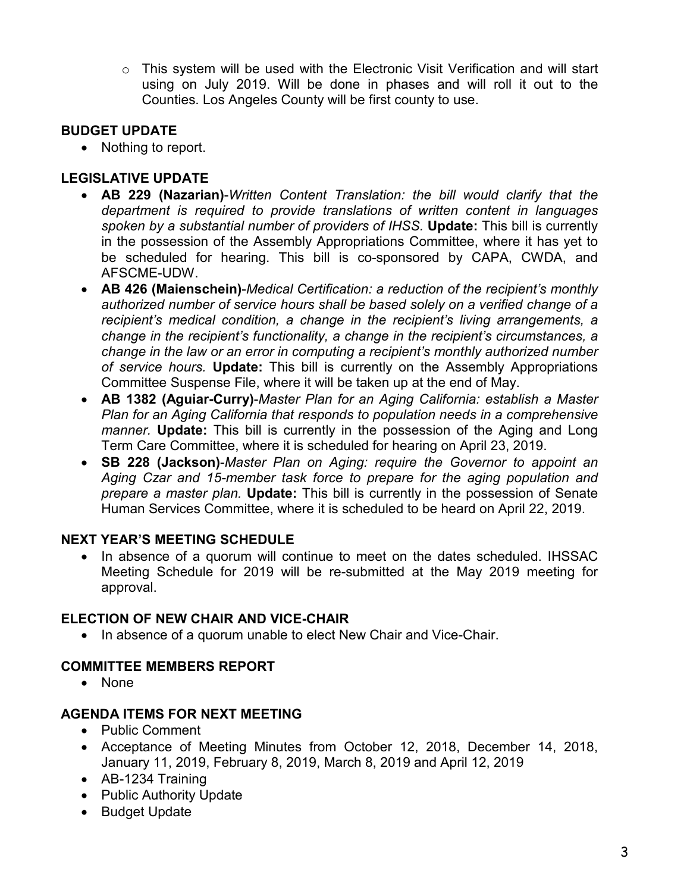- This system will be used with the Electronic Visit Verification and will start using on July 2019. Will be done in phases and will roll it out to the Counties. Los Angeles County will be first county to use.

**BUDGET UPDATE**

- Nothing to report.

**LEGISLATIVE UPDATE**

- **AB 229 (Nazarian)**-*Written Content Translation: the bill would clarify that the department is required to provide translations of written content in languages spoken by a substantial number of providers of IHSS.* **Update:** This bill is currently in the possession of the Assembly Appropriations Committee, where it has yet to be scheduled for hearing. This bill is co-sponsored by CAPA, CWDA, and AFSCME-UDW.
- **AB 426 (Maienschein)**-*Medical Certification: a reduction of the recipient's monthly authorized number of service hours shall be based solely on a verified change of a recipient's medical condition, a change in the recipient's living arrangements, a change in the recipient's functionality, a change in the recipient's circumstances, a change in the law or an error in computing a recipient's monthly authorized number of service hours.* **Update:** This bill is currently on the Assembly Appropriations Committee Suspense File, where it will be taken up at the end of May.
- **AB 1382 (Aguiar-Curry)**-*Master Plan for an Aging California: establish a Master Plan for an Aging California that responds to population needs in a comprehensive manner.* **Update:** This bill is currently in the possession of the Aging and Long Term Care Committee, where it is scheduled for hearing on April 23, 2019.
- **SB 228 (Jackson)**-*Master Plan on Aging: require the Governor to appoint an Aging Czar and 15-member task force to prepare for the aging population and prepare a master plan.* **Update:** This bill is currently in the possession of Senate Human Services Committee, where it is scheduled to be heard on April 22, 2019.

**NEXT YEAR'S MEETING SCHEDULE**

- In absence of a quorum will continue to meet on the dates scheduled. IHSSAC Meeting Schedule for 2019 will be re-submitted at the May 2019 meeting for approval.

**ELECTION OF NEW CHAIR AND VICE-CHAIR**

- In absence of a quorum unable to elect New Chair and Vice-Chair.

**COMMITTEE MEMBERS REPORT**

- None

**AGENDA ITEMS FOR NEXT MEETING**

- Public Comment
- Acceptance of Meeting Minutes from October 12, 2018, December 14, 2018, January 11, 2019, February 8, 2019, March 8, 2019 and April 12, 2019
- AB-1234 Training
- Public Authority Update
- Budget Update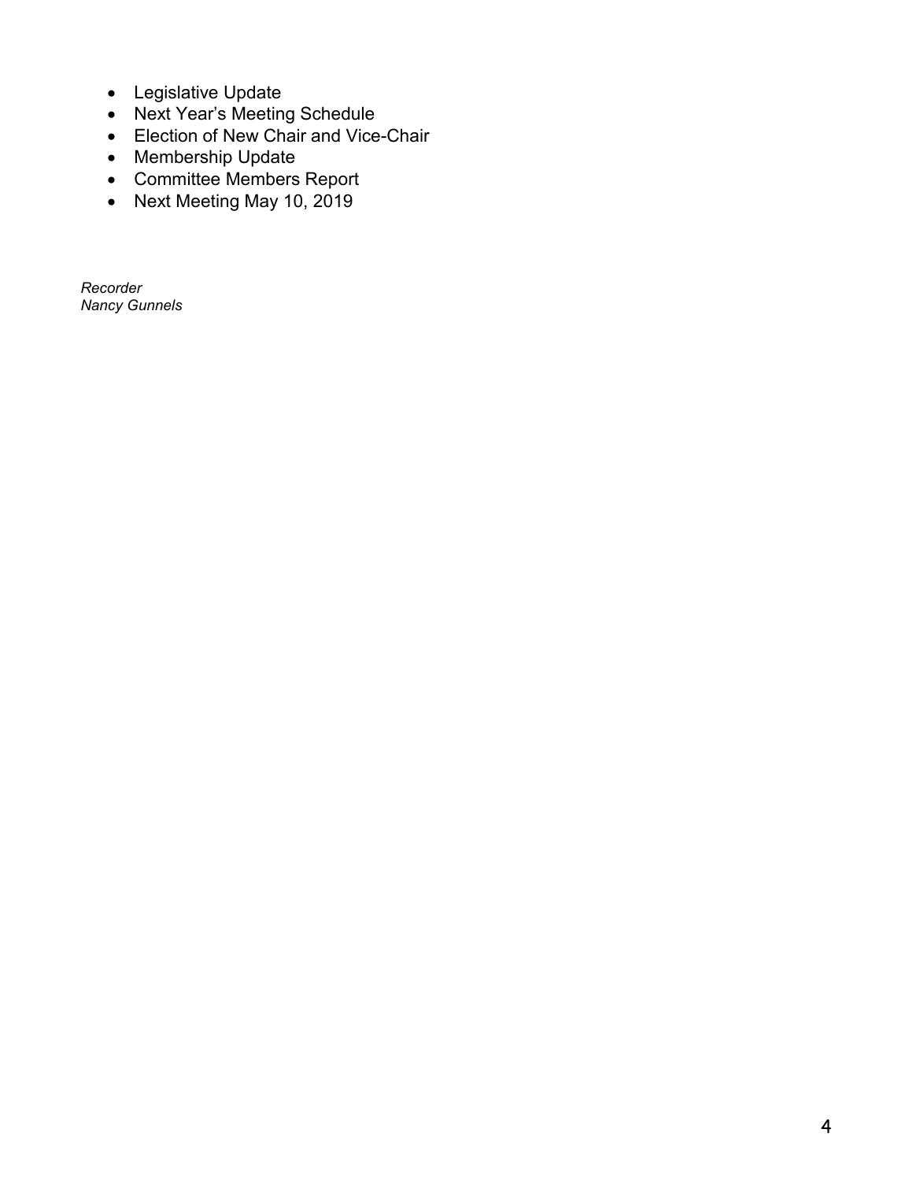- Legislative Update
- Next Year's Meeting Schedule
- Election of New Chair and Vice-Chair
- Membership Update
- Committee Members Report
- Next Meeting May 10, 2019

*Recorder*
*Nancy Gunnels*